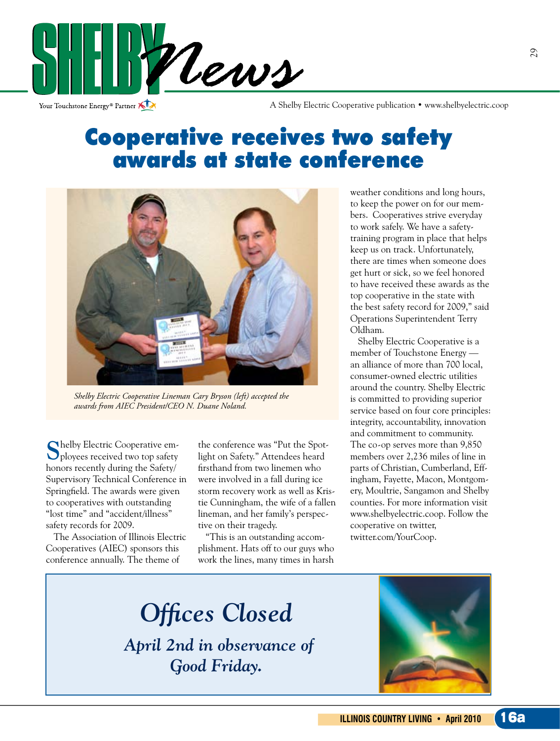# SHELBY News

Your Touchstone Energy® Partner

A Shelby Electric Cooperative publication • www.shelbyelectric.coop

# Cooperative receives two safety awards at state conference

*Shelby Electric Cooperative Lineman Cary Bryson (left) accepted the awards from AIEC President/CEO N. Duane Noland.*

Shelby Electric Cooperative employees received two top safety honors recently during the Safety/Supervisory Technical Conference in Springfield. The awards were given to cooperatives with outstanding "lost time" and "accident/illness" safety records for 2009.

The Association of Illinois Electric Cooperatives (AIEC) sponsors this conference annually. The theme of the conference was "Put the Spotlight on Safety." Attendees heard firsthand from two linemen who were involved in a fall during ice storm recovery work as well as Kristie Cunningham, the wife of a fallen lineman, and her family's perspective on their tragedy.

"This is an outstanding accomplishment. Hats off to our guys who work the lines, many times in harsh weather conditions and long hours, to keep the power on for our members. Cooperatives strive everyday to work safely. We have a safety-training program in place that helps keep us on track. Unfortunately, there are times when someone does get hurt or sick, so we feel honored to have received these awards as the top cooperative in the state with the best safety record for 2009," said Operations Superintendent Terry Oldham.

Shelby Electric Cooperative is a member of Touchstone Energy — an alliance of more than 700 local, consumer-owned electric utilities around the country. Shelby Electric is committed to providing superior service based on four core principles: integrity, accountability, innovation and commitment to community. The co-op serves more than 9,850 members over 2,236 miles of line in parts of Christian, Cumberland, Effingham, Fayette, Macon, Montgomery, Moultrie, Sangamon and Shelby counties. For more information visit www.shelbyelectric.coop. Follow the cooperative on twitter, twitter.com/YourCoop.

## *Offices Closed*

### *April 2nd in observance of Good Friday.*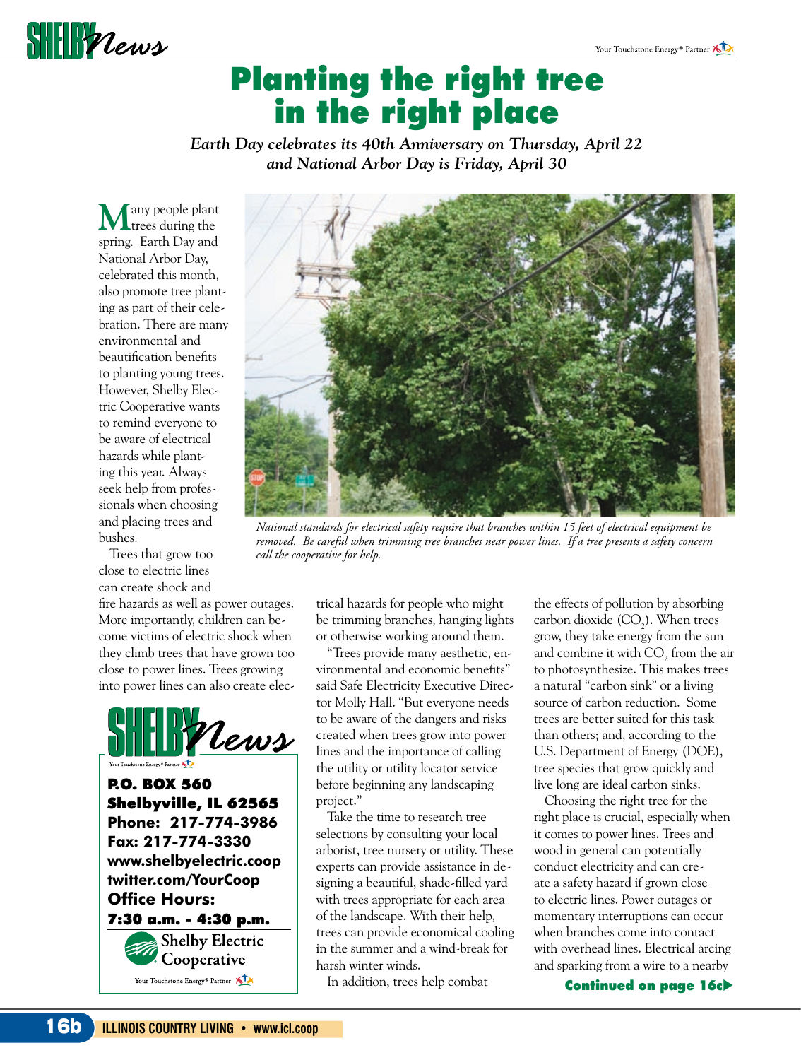# Planting the right tree in the right place

*Earth Day celebrates its 40th Anniversary on Thursday, April 22 and National Arbor Day is Friday, April 30*

*National standards for electrical safety require that branches within 15 feet of electrical equipment be removed. Be careful when trimming tree branches near power lines. If a tree presents a safety concern call the cooperative for help.*

Many people plant trees during the spring. Earth Day and National Arbor Day, celebrated this month, also promote tree planting as part of their celebration. There are many environmental and beautification benefits to planting young trees. However, Shelby Electric Cooperative wants to remind everyone to be aware of electrical hazards while planting this year. Always seek help from professionals when choosing and placing trees and bushes.

Trees that grow too close to electric lines can create shock and fire hazards as well as power outages. More importantly, children can become victims of electric shock when they climb trees that have grown too close to power lines. Trees growing into power lines can also create electrical hazards for people who might be trimming branches, hanging lights or otherwise working around them.

"Trees provide many aesthetic, environmental and economic benefits" said Safe Electricity Executive Director Molly Hall. "But everyone needs to be aware of the dangers and risks created when trees grow into power lines and the importance of calling the utility or utility locator service before beginning any landscaping project."

Take the time to research tree selections by consulting your local arborist, tree nursery or utility. These experts can provide assistance in designing a beautiful, shade-filled yard with trees appropriate for each area of the landscape. With their help, trees can provide economical cooling in the summer and a wind-break for harsh winter winds.

In addition, trees help combat the effects of pollution by absorbing carbon dioxide ($CO_2$). When trees grow, they take energy from the sun and combine it with $CO_2$ from the air to photosynthesize. This makes trees a natural "carbon sink" or a living source of carbon reduction. Some trees are better suited for this task than others; and, according to the U.S. Department of Energy (DOE), tree species that grow quickly and live long are ideal carbon sinks.

Choosing the right tree for the right place is crucial, especially when it comes to power lines. Trees and wood in general can potentially conduct electricity and can create a safety hazard if grown close to electric lines. Power outages or momentary interruptions can occur when branches come into contact with overhead lines. Electrical arcing and sparking from a wire to a nearby

**Continued on page 16c▶**

**SHELBY News**

**P.O. BOX 560**
**Shelbyville, IL 62565**
**Phone: 217-774-3986**
**Fax: 217-774-3330**
**www.shelbyelectric.coop**
**twitter.com/YourCoop**
**Office Hours:**
**7:30 a.m. - 4:30 p.m.**

Shelby Electric Cooperative
Your Touchstone Energy® Partner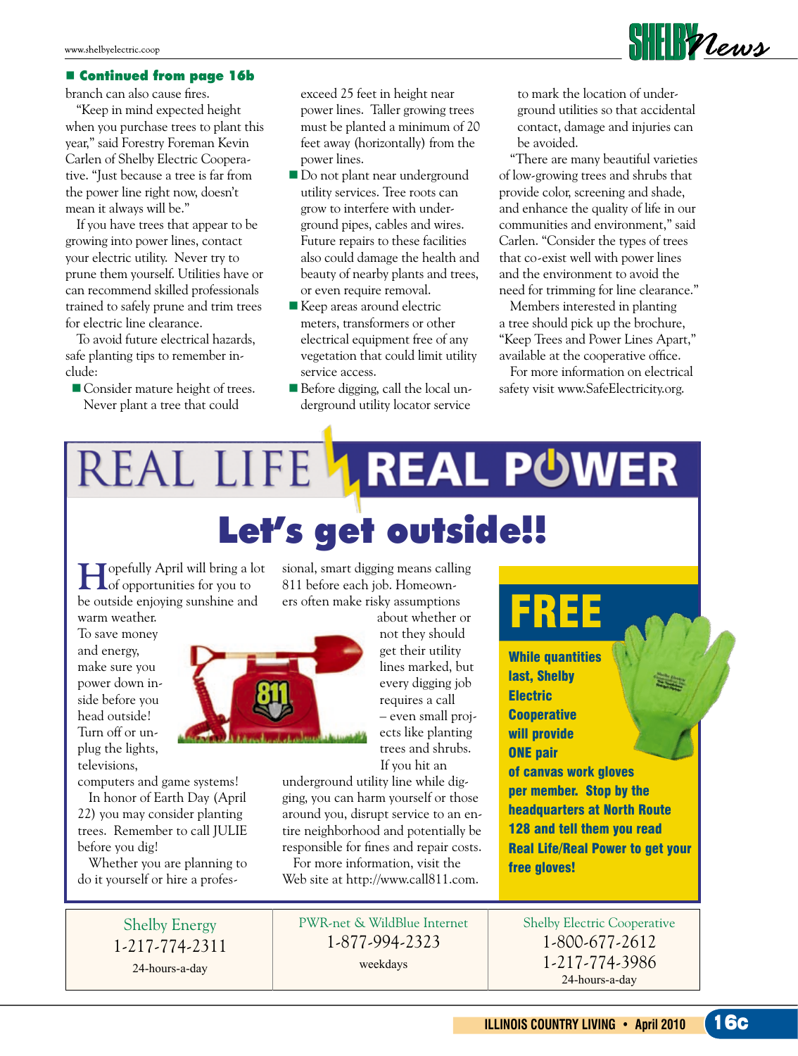**■ Continued from page 16b**

branch can also cause fires.

"Keep in mind expected height when you purchase trees to plant this year," said Forestry Foreman Kevin Carlen of Shelby Electric Cooperative. "Just because a tree is far from the power line right now, doesn't mean it always will be."

If you have trees that appear to be growing into power lines, contact your electric utility. Never try to prune them yourself. Utilities have or can recommend skilled professionals trained to safely prune and trim trees for electric line clearance.

To avoid future electrical hazards, safe planting tips to remember include:

- Consider mature height of trees. Never plant a tree that could exceed 25 feet in height near power lines. Taller growing trees must be planted a minimum of 20 feet away (horizontally) from the power lines.
- Do not plant near underground utility services. Tree roots can grow to interfere with underground pipes, cables and wires. Future repairs to these facilities also could damage the health and beauty of nearby plants and trees, or even require removal.
- Keep areas around electric meters, transformers or other electrical equipment free of any vegetation that could limit utility service access.
- Before digging, call the local underground utility locator service to mark the location of underground utilities so that accidental contact, damage and injuries can be avoided.

"There are many beautiful varieties of low-growing trees and shrubs that provide color, screening and shade, and enhance the quality of life in our communities and environment," said Carlen. "Consider the types of trees that co-exist well with power lines and the environment to avoid the need for trimming for line clearance."

Members interested in planting a tree should pick up the brochure, "Keep Trees and Power Lines Apart," available at the cooperative office.

For more information on electrical safety visit www.SafeElectricity.org.

# REAL LIFE REAL POWER

## Let's get outside!!

Hopefully April will bring a lot of opportunities for you to be outside enjoying sunshine and warm weather.

To save money and energy, make sure you power down inside before you head outside! Turn off or unplug the lights, televisions, computers and game systems!

In honor of Earth Day (April 22) you may consider planting trees. Remember to call JULIE before you dig!

Whether you are planning to do it yourself or hire a professional, smart digging means calling 811 before each job. Homeowners often make risky assumptions about whether or not they should get their utility lines marked, but every digging job requires a call – even small projects like planting trees and shrubs.

If you hit an underground utility line while digging, you can harm yourself or those around you, disrupt service to an entire neighborhood and potentially be responsible for fines and repair costs.

For more information, visit the Web site at http://www.call811.com.

**FREE**

**While quantities last, Shelby Electric Cooperative will provide ONE pair of canvas work gloves per member. Stop by the headquarters at North Route 128 and tell them you read Real Life/Real Power to get your free gloves!**

| Shelby Energy | PWR-net & WildBlue Internet | Shelby Electric Cooperative |
|---|---|---|
| 1-217-774-2311 | 1-877-994-2323 | 1-800-677-2612 |
| 24-hours-a-day | weekdays | 1-217-774-3986 |
| | | 24-hours-a-day |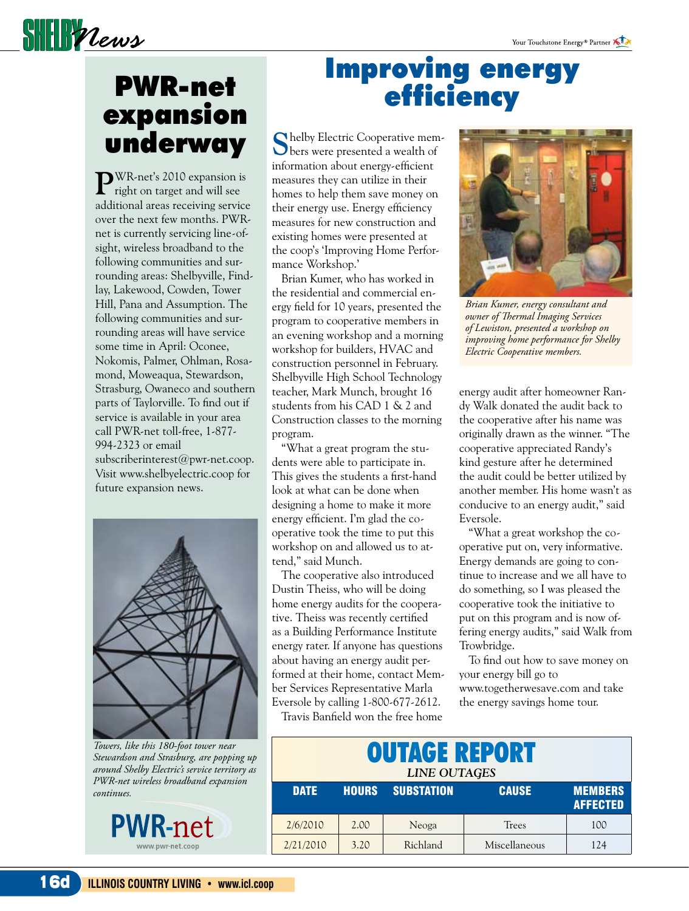# PWR-net expansion underway

PWR-net's 2010 expansion is right on target and will see additional areas receiving service over the next few months. PWR-net is currently servicing line-of-sight, wireless broadband to the following communities and surrounding areas: Shelbyville, Findlay, Lakewood, Cowden, Tower Hill, Pana and Assumption. The following communities and surrounding areas will have service some time in April: Oconee, Nokomis, Palmer, Ohlman, Rosamond, Moweaqua, Stewardson, Strasburg, Owaneco and southern parts of Taylorville. To find out if service is available in your area call PWR-net toll-free, 1-877-994-2323 or email subscriberinterest@pwr-net.coop. Visit www.shelbyelectric.coop for future expansion news.

*Towers, like this 180-foot tower near Stewardson and Strasburg, are popping up around Shelby Electric's service territory as PWR-net wireless broadband expansion continues.*

PWR-net
www.pwr-net.coop

# Improving energy efficiency

Shelby Electric Cooperative members were presented a wealth of information about energy-efficient measures they can utilize in their homes to help them save money on their energy use. Energy efficiency measures for new construction and existing homes were presented at the coop's 'Improving Home Performance Workshop.'

Brian Kumer, who has worked in the residential and commercial energy field for 10 years, presented the program to cooperative members in an evening workshop and a morning workshop for builders, HVAC and construction personnel in February. Shelbyville High School Technology teacher, Mark Munch, brought 16 students from his CAD 1 & 2 and Construction classes to the morning program.

"What a great program the students were able to participate in. This gives the students a first-hand look at what can be done when designing a home to make it more energy efficient. I'm glad the cooperative took the time to put this workshop on and allowed us to attend," said Munch.

The cooperative also introduced Dustin Theiss, who will be doing home energy audits for the cooperative. Theiss was recently certified as a Building Performance Institute energy rater. If anyone has questions about having an energy audit performed at their home, contact Member Services Representative Marla Eversole by calling 1-800-677-2612.

*Brian Kumer, energy consultant and owner of Thermal Imaging Services of Lewiston, presented a workshop on improving home performance for Shelby Electric Cooperative members.*

Travis Banfield won the free home energy audit after homeowner Randy Walk donated the audit back to the cooperative after his name was originally drawn as the winner. "The cooperative appreciated Randy's kind gesture after he determined the audit could be better utilized by another member. His home wasn't as conducive to an energy audit," said Eversole.

"What a great workshop the cooperative put on, very informative. Energy demands are going to continue to increase and we all have to do something, so I was pleased the cooperative took the initiative to put on this program and is now offering energy audits," said Walk from Trowbridge.

To find out how to save money on your energy bill go to www.togetherwesave.com and take the energy savings home tour.

## OUTAGE REPORT

*LINE OUTAGES*

| DATE | HOURS | SUBSTATION | CAUSE | MEMBERS AFFECTED |
|---|---|---|---|---|
| 2/6/2010 | 2.00 | Neoga | Trees | 100 |
| 2/21/2010 | 3.20 | Richland | Miscellaneous | 124 |